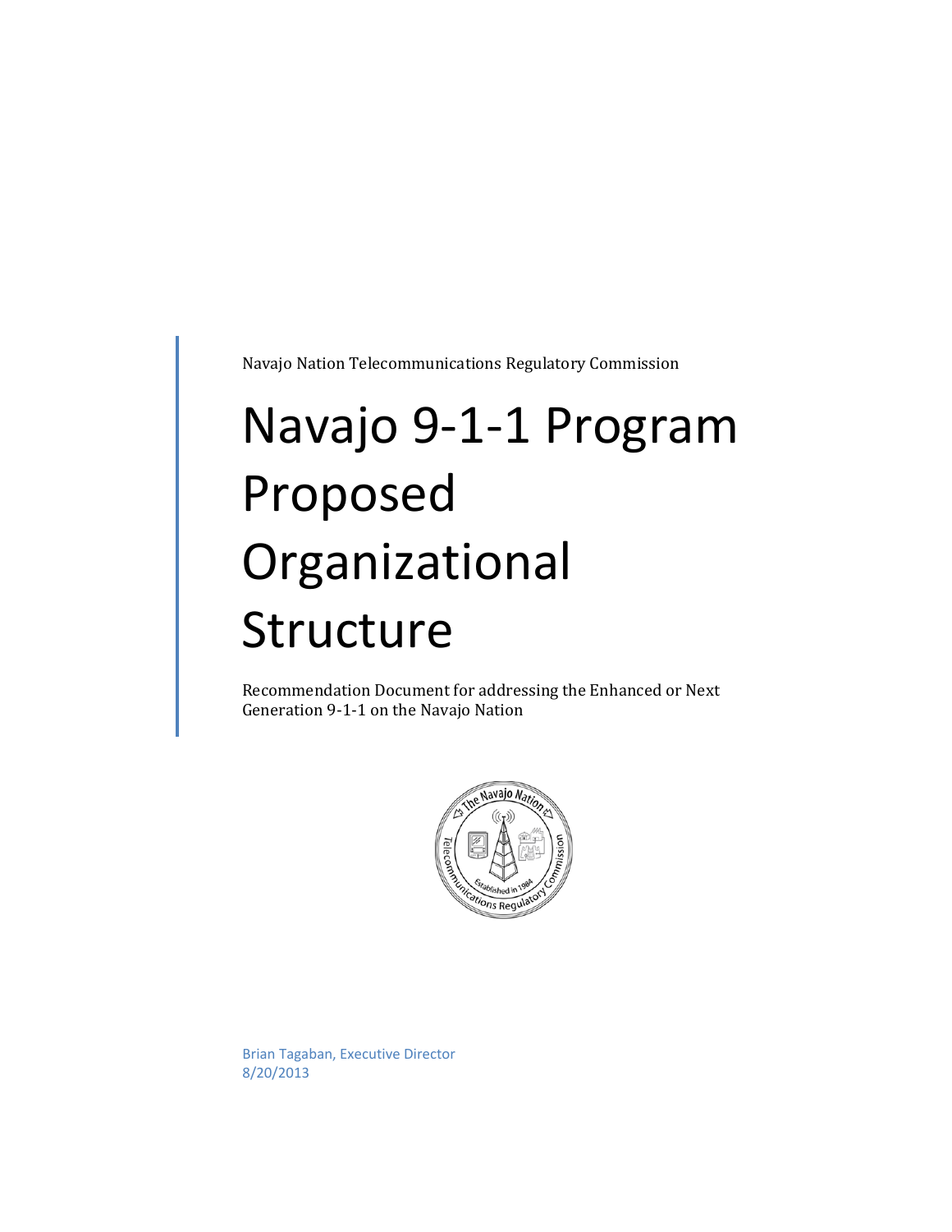Navajo Nation Telecommunications Regulatory Commission

# Navajo 9-1-1 Program Proposed Organizational Structure

Recommendation Document for addressing the Enhanced or Next Generation 9-1-1 on the Navajo Nation

Brian Tagaban, Executive Director
8/20/2013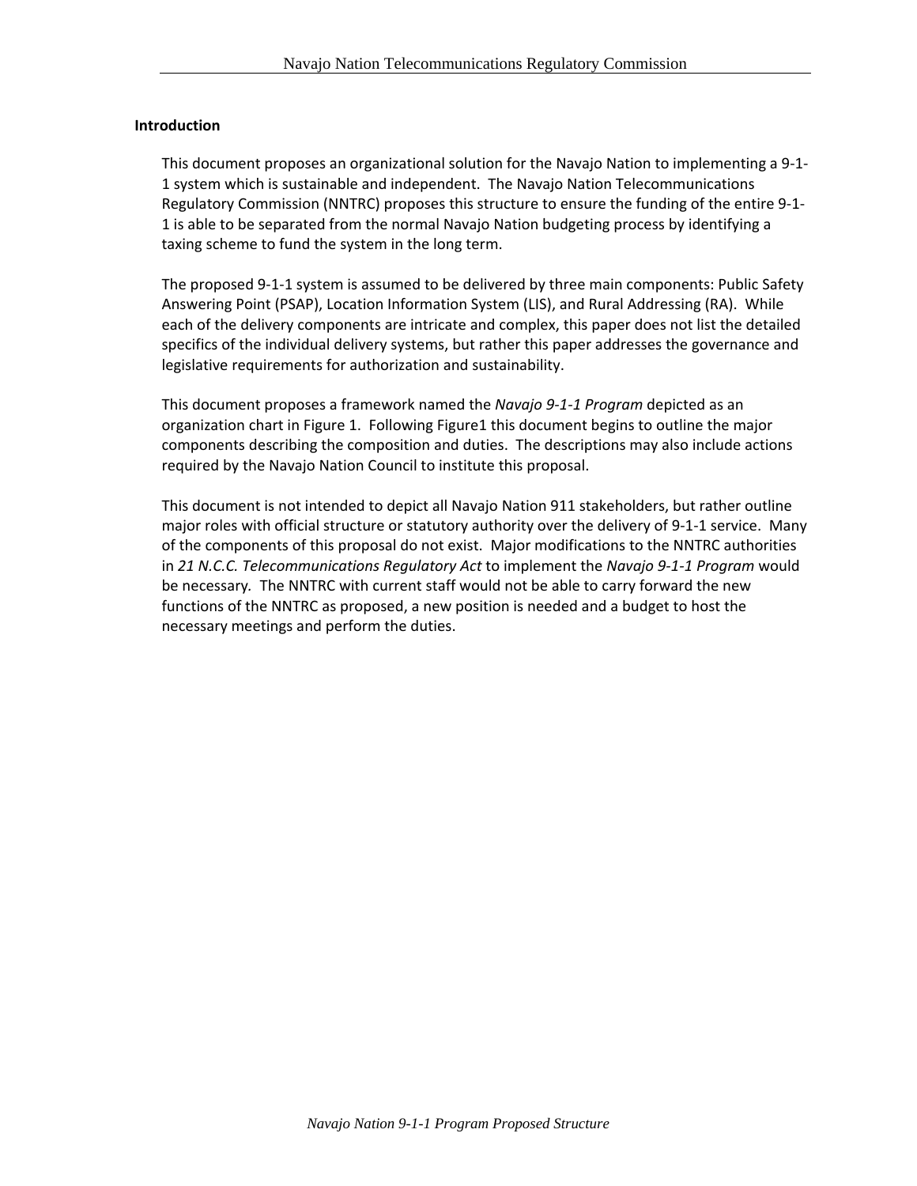## Introduction

This document proposes an organizational solution for the Navajo Nation to implementing a 9-1-1 system which is sustainable and independent. The Navajo Nation Telecommunications Regulatory Commission (NNTRC) proposes this structure to ensure the funding of the entire 9-1-1 is able to be separated from the normal Navajo Nation budgeting process by identifying a taxing scheme to fund the system in the long term.

The proposed 9-1-1 system is assumed to be delivered by three main components: Public Safety Answering Point (PSAP), Location Information System (LIS), and Rural Addressing (RA). While each of the delivery components are intricate and complex, this paper does not list the detailed specifics of the individual delivery systems, but rather this paper addresses the governance and legislative requirements for authorization and sustainability.

This document proposes a framework named the *Navajo 9-1-1 Program* depicted as an organization chart in Figure 1. Following Figure1 this document begins to outline the major components describing the composition and duties. The descriptions may also include actions required by the Navajo Nation Council to institute this proposal.

This document is not intended to depict all Navajo Nation 911 stakeholders, but rather outline major roles with official structure or statutory authority over the delivery of 9-1-1 service. Many of the components of this proposal do not exist. Major modifications to the NNTRC authorities in *21 N.C.C. Telecommunications Regulatory Act* to implement the *Navajo 9-1-1 Program* would be necessary. The NNTRC with current staff would not be able to carry forward the new functions of the NNTRC as proposed, a new position is needed and a budget to host the necessary meetings and perform the duties.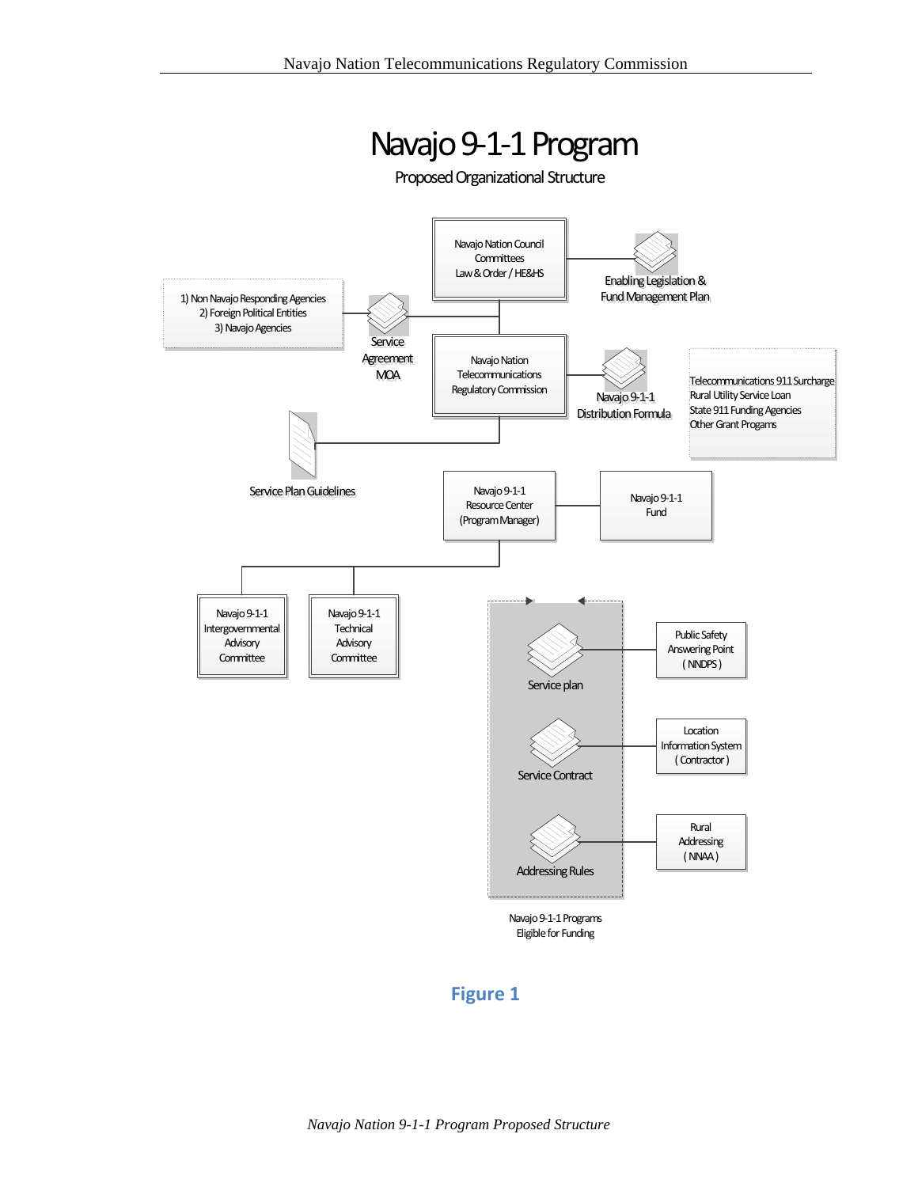# Navajo 9-1-1 Program

Proposed Organizational Structure

Navajo Nation Council Committees
Law & Order / HE&HS

Enabling Legislation & Fund Management Plan

1) Non Navajo Responding Agencies
2) Foreign Political Entities
3) Navajo Agencies

Service Agreement MOA

Navajo Nation Telecommunications Regulatory Commission

Navajo 9-1-1 Distribution Formula

Telecommunications 911 Surcharge
Rural Utility Service Loan
State 911 Funding Agencies
Other Grant Progams

Service Plan Guidelines

Navajo 9-1-1 Resource Center (Program Manager)

Navajo 9-1-1 Fund

Navajo 9-1-1 Intergovernmental Advisory Committee

Navajo 9-1-1 Technical Advisory Committee

Service plan — Public Safety Answering Point (NNDPS)

Service Contract — Location Information System (Contractor)

Addressing Rules — Rural Addressing (NNAA)

Navajo 9-1-1 Programs Eligible for Funding

**Figure 1**

*Navajo Nation 9-1-1 Program Proposed Structure*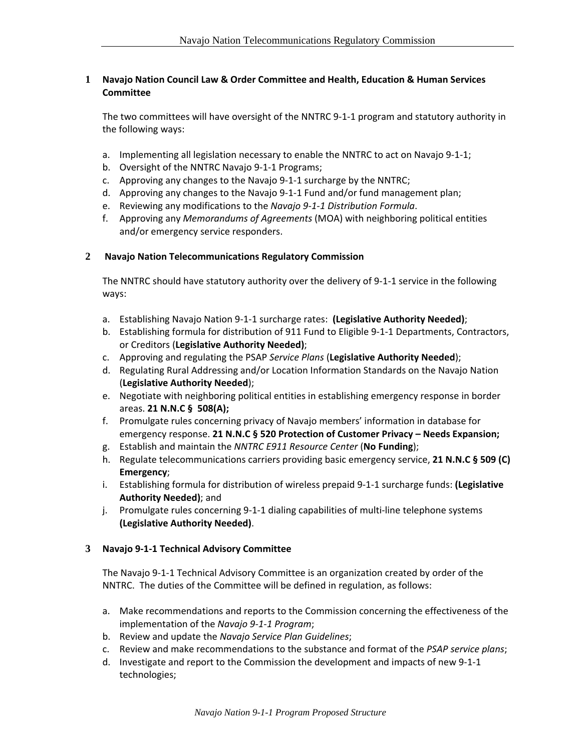## 1 Navajo Nation Council Law & Order Committee and Health, Education & Human Services Committee

The two committees will have oversight of the NNTRC 9-1-1 program and statutory authority in the following ways:

a. Implementing all legislation necessary to enable the NNTRC to act on Navajo 9-1-1;
b. Oversight of the NNTRC Navajo 9-1-1 Programs;
c. Approving any changes to the Navajo 9-1-1 surcharge by the NNTRC;
d. Approving any changes to the Navajo 9-1-1 Fund and/or fund management plan;
e. Reviewing any modifications to the *Navajo 9-1-1 Distribution Formula*.
f. Approving any *Memorandums of Agreements* (MOA) with neighboring political entities and/or emergency service responders.

## 2 Navajo Nation Telecommunications Regulatory Commission

The NNTRC should have statutory authority over the delivery of 9-1-1 service in the following ways:

a. Establishing Navajo Nation 9-1-1 surcharge rates: **(Legislative Authority Needed)**;
b. Establishing formula for distribution of 911 Fund to Eligible 9-1-1 Departments, Contractors, or Creditors (**Legislative Authority Needed)**;
c. Approving and regulating the PSAP *Service Plans* (**Legislative Authority Needed**);
d. Regulating Rural Addressing and/or Location Information Standards on the Navajo Nation (**Legislative Authority Needed**);
e. Negotiate with neighboring political entities in establishing emergency response in border areas. **21 N.N.C § 508(A);**
f. Promulgate rules concerning privacy of Navajo members' information in database for emergency response. **21 N.N.C § 520 Protection of Customer Privacy – Needs Expansion;**
g. Establish and maintain the *NNTRC E911 Resource Center* (**No Funding**);
h. Regulate telecommunications carriers providing basic emergency service, **21 N.N.C § 509 (C) Emergency**;
i. Establishing formula for distribution of wireless prepaid 9-1-1 surcharge funds: **(Legislative Authority Needed)**; and
j. Promulgate rules concerning 9-1-1 dialing capabilities of multi-line telephone systems **(Legislative Authority Needed)**.

## 3 Navajo 9-1-1 Technical Advisory Committee

The Navajo 9-1-1 Technical Advisory Committee is an organization created by order of the NNTRC. The duties of the Committee will be defined in regulation, as follows:

a. Make recommendations and reports to the Commission concerning the effectiveness of the implementation of the *Navajo 9-1-1 Program*;
b. Review and update the *Navajo Service Plan Guidelines*;
c. Review and make recommendations to the substance and format of the *PSAP service plans*;
d. Investigate and report to the Commission the development and impacts of new 9-1-1 technologies;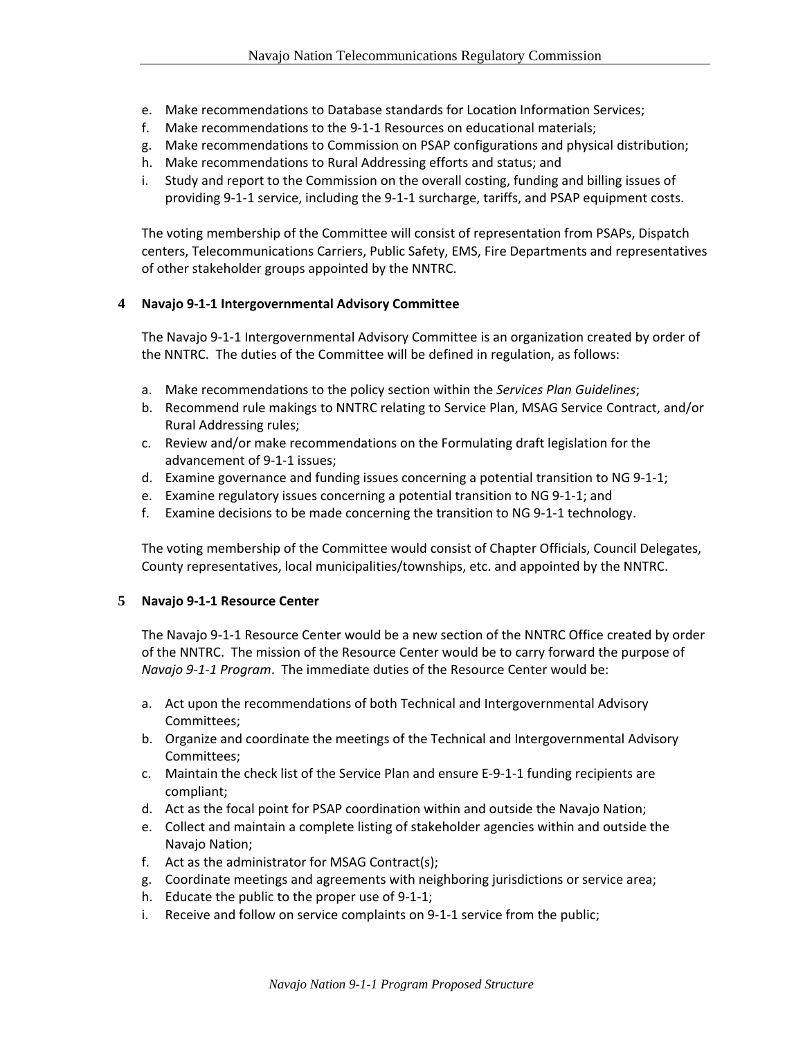e. Make recommendations to Database standards for Location Information Services;
f. Make recommendations to the 9-1-1 Resources on educational materials;
g. Make recommendations to Commission on PSAP configurations and physical distribution;
h. Make recommendations to Rural Addressing efforts and status; and
i. Study and report to the Commission on the overall costing, funding and billing issues of providing 9-1-1 service, including the 9-1-1 surcharge, tariffs, and PSAP equipment costs.

The voting membership of the Committee will consist of representation from PSAPs, Dispatch centers, Telecommunications Carriers, Public Safety, EMS, Fire Departments and representatives of other stakeholder groups appointed by the NNTRC.

## 4 Navajo 9-1-1 Intergovernmental Advisory Committee

The Navajo 9-1-1 Intergovernmental Advisory Committee is an organization created by order of the NNTRC. The duties of the Committee will be defined in regulation, as follows:

a. Make recommendations to the policy section within the *Services Plan Guidelines*;
b. Recommend rule makings to NNTRC relating to Service Plan, MSAG Service Contract, and/or Rural Addressing rules;
c. Review and/or make recommendations on the Formulating draft legislation for the advancement of 9-1-1 issues;
d. Examine governance and funding issues concerning a potential transition to NG 9-1-1;
e. Examine regulatory issues concerning a potential transition to NG 9-1-1; and
f. Examine decisions to be made concerning the transition to NG 9-1-1 technology.

The voting membership of the Committee would consist of Chapter Officials, Council Delegates, County representatives, local municipalities/townships, etc. and appointed by the NNTRC.

## 5 Navajo 9-1-1 Resource Center

The Navajo 9-1-1 Resource Center would be a new section of the NNTRC Office created by order of the NNTRC. The mission of the Resource Center would be to carry forward the purpose of *Navajo 9-1-1 Program*. The immediate duties of the Resource Center would be:

a. Act upon the recommendations of both Technical and Intergovernmental Advisory Committees;
b. Organize and coordinate the meetings of the Technical and Intergovernmental Advisory Committees;
c. Maintain the check list of the Service Plan and ensure E-9-1-1 funding recipients are compliant;
d. Act as the focal point for PSAP coordination within and outside the Navajo Nation;
e. Collect and maintain a complete listing of stakeholder agencies within and outside the Navajo Nation;
f. Act as the administrator for MSAG Contract(s);
g. Coordinate meetings and agreements with neighboring jurisdictions or service area;
h. Educate the public to the proper use of 9-1-1;
i. Receive and follow on service complaints on 9-1-1 service from the public;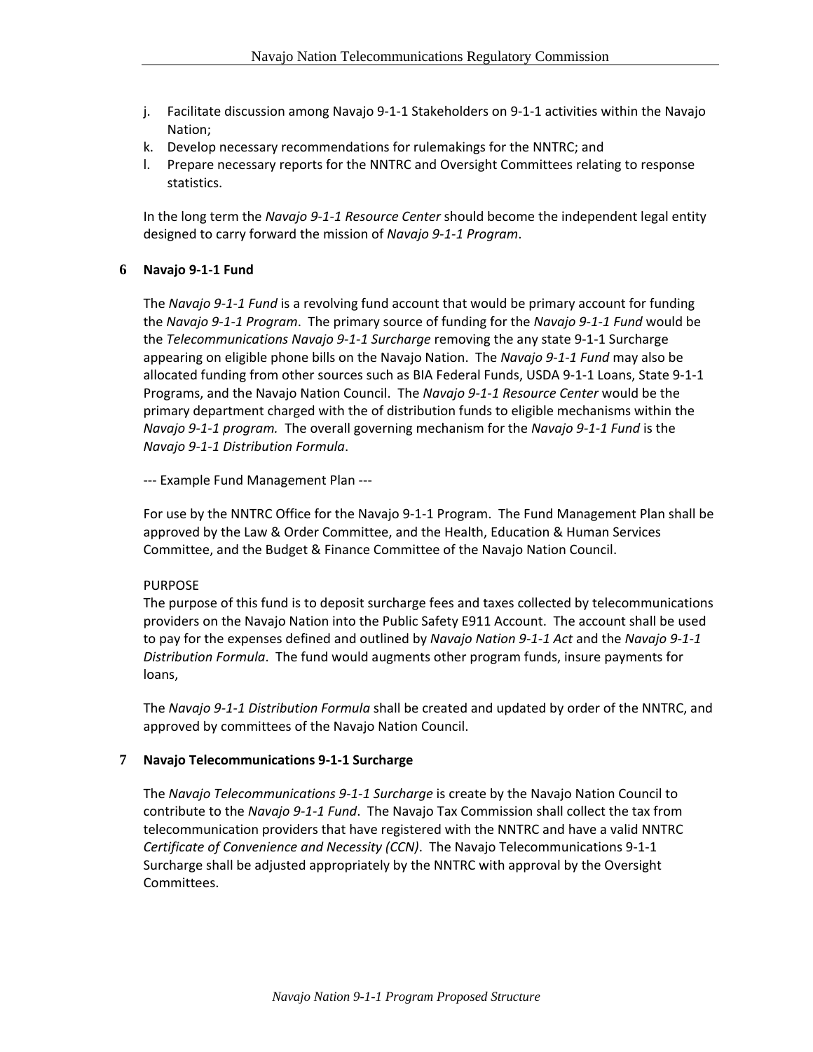j. Facilitate discussion among Navajo 9-1-1 Stakeholders on 9-1-1 activities within the Navajo Nation;
k. Develop necessary recommendations for rulemakings for the NNTRC; and
l. Prepare necessary reports for the NNTRC and Oversight Committees relating to response statistics.

In the long term the *Navajo 9-1-1 Resource Center* should become the independent legal entity designed to carry forward the mission of *Navajo 9-1-1 Program*.

## 6 Navajo 9-1-1 Fund

The *Navajo 9-1-1 Fund* is a revolving fund account that would be primary account for funding the *Navajo 9-1-1 Program*. The primary source of funding for the *Navajo 9-1-1 Fund* would be the *Telecommunications Navajo 9-1-1 Surcharge* removing the any state 9-1-1 Surcharge appearing on eligible phone bills on the Navajo Nation. The *Navajo 9-1-1 Fund* may also be allocated funding from other sources such as BIA Federal Funds, USDA 9-1-1 Loans, State 9-1-1 Programs, and the Navajo Nation Council. The *Navajo 9-1-1 Resource Center* would be the primary department charged with the of distribution funds to eligible mechanisms within the *Navajo 9-1-1 program.* The overall governing mechanism for the *Navajo 9-1-1 Fund* is the *Navajo 9-1-1 Distribution Formula*.

--- Example Fund Management Plan ---

For use by the NNTRC Office for the Navajo 9-1-1 Program. The Fund Management Plan shall be approved by the Law & Order Committee, and the Health, Education & Human Services Committee, and the Budget & Finance Committee of the Navajo Nation Council.

PURPOSE
The purpose of this fund is to deposit surcharge fees and taxes collected by telecommunications providers on the Navajo Nation into the Public Safety E911 Account. The account shall be used to pay for the expenses defined and outlined by *Navajo Nation 9-1-1 Act* and the *Navajo 9-1-1 Distribution Formula*. The fund would augments other program funds, insure payments for loans,

The *Navajo 9-1-1 Distribution Formula* shall be created and updated by order of the NNTRC, and approved by committees of the Navajo Nation Council.

## 7 Navajo Telecommunications 9-1-1 Surcharge

The *Navajo Telecommunications 9-1-1 Surcharge* is create by the Navajo Nation Council to contribute to the *Navajo 9-1-1 Fund*. The Navajo Tax Commission shall collect the tax from telecommunication providers that have registered with the NNTRC and have a valid NNTRC *Certificate of Convenience and Necessity (CCN)*. The Navajo Telecommunications 9-1-1 Surcharge shall be adjusted appropriately by the NNTRC with approval by the Oversight Committees.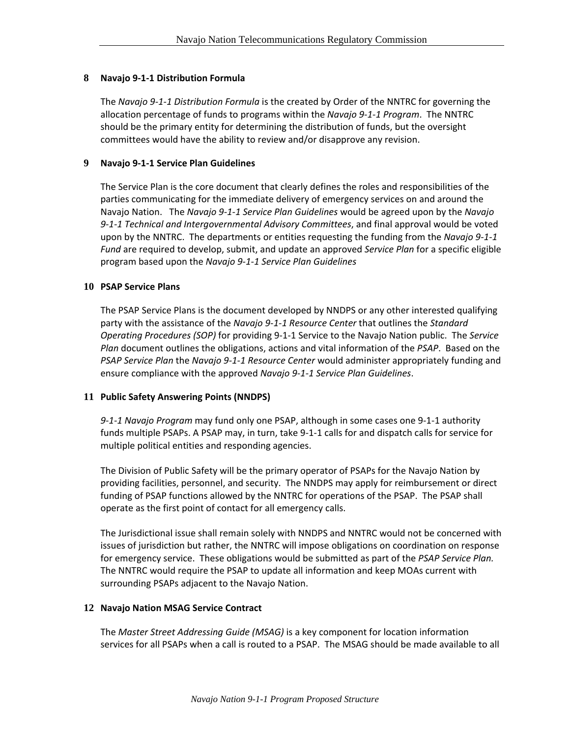## 8 Navajo 9-1-1 Distribution Formula

The *Navajo 9-1-1 Distribution Formula* is the created by Order of the NNTRC for governing the allocation percentage of funds to programs within the *Navajo 9-1-1 Program*. The NNTRC should be the primary entity for determining the distribution of funds, but the oversight committees would have the ability to review and/or disapprove any revision.

## 9 Navajo 9-1-1 Service Plan Guidelines

The Service Plan is the core document that clearly defines the roles and responsibilities of the parties communicating for the immediate delivery of emergency services on and around the Navajo Nation. The *Navajo 9-1-1 Service Plan Guidelines* would be agreed upon by the *Navajo 9-1-1 Technical and Intergovernmental Advisory Committees*, and final approval would be voted upon by the NNTRC. The departments or entities requesting the funding from the *Navajo 9-1-1 Fund* are required to develop, submit, and update an approved *Service Plan* for a specific eligible program based upon the *Navajo 9-1-1 Service Plan Guidelines*

## 10 PSAP Service Plans

The PSAP Service Plans is the document developed by NNDPS or any other interested qualifying party with the assistance of the *Navajo 9-1-1 Resource Center* that outlines the *Standard Operating Procedures (SOP)* for providing 9-1-1 Service to the Navajo Nation public. The *Service Plan* document outlines the obligations, actions and vital information of the *PSAP*. Based on the *PSAP Service Plan* the *Navajo 9-1-1 Resource Center* would administer appropriately funding and ensure compliance with the approved *Navajo 9-1-1 Service Plan Guidelines*.

## 11 Public Safety Answering Points (NNDPS)

*9-1-1 Navajo Program* may fund only one PSAP, although in some cases one 9-1-1 authority funds multiple PSAPs. A PSAP may, in turn, take 9-1-1 calls for and dispatch calls for service for multiple political entities and responding agencies.

The Division of Public Safety will be the primary operator of PSAPs for the Navajo Nation by providing facilities, personnel, and security. The NNDPS may apply for reimbursement or direct funding of PSAP functions allowed by the NNTRC for operations of the PSAP. The PSAP shall operate as the first point of contact for all emergency calls.

The Jurisdictional issue shall remain solely with NNDPS and NNTRC would not be concerned with issues of jurisdiction but rather, the NNTRC will impose obligations on coordination on response for emergency service. These obligations would be submitted as part of the *PSAP Service Plan.* The NNTRC would require the PSAP to update all information and keep MOAs current with surrounding PSAPs adjacent to the Navajo Nation.

## 12 Navajo Nation MSAG Service Contract

The *Master Street Addressing Guide (MSAG)* is a key component for location information services for all PSAPs when a call is routed to a PSAP. The MSAG should be made available to all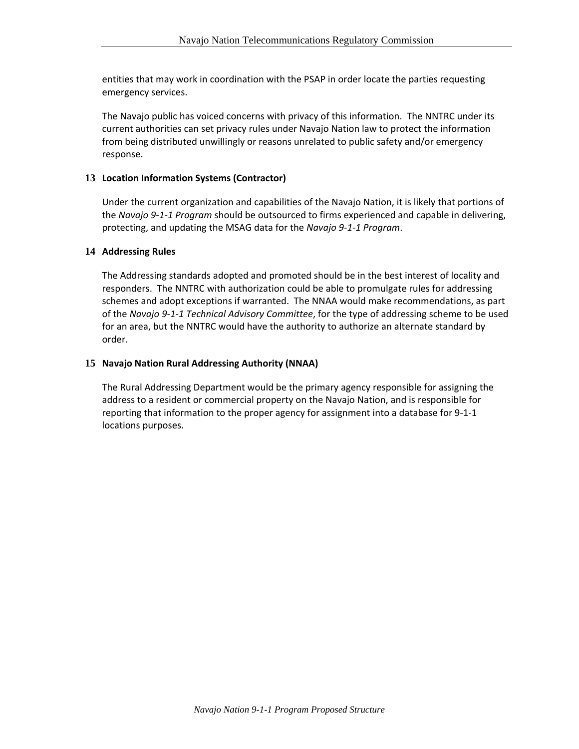entities that may work in coordination with the PSAP in order locate the parties requesting emergency services.

The Navajo public has voiced concerns with privacy of this information. The NNTRC under its current authorities can set privacy rules under Navajo Nation law to protect the information from being distributed unwillingly or reasons unrelated to public safety and/or emergency response.

## 13 Location Information Systems (Contractor)

Under the current organization and capabilities of the Navajo Nation, it is likely that portions of the *Navajo 9-1-1 Program* should be outsourced to firms experienced and capable in delivering, protecting, and updating the MSAG data for the *Navajo 9-1-1 Program*.

## 14 Addressing Rules

The Addressing standards adopted and promoted should be in the best interest of locality and responders. The NNTRC with authorization could be able to promulgate rules for addressing schemes and adopt exceptions if warranted. The NNAA would make recommendations, as part of the *Navajo 9-1-1 Technical Advisory Committee*, for the type of addressing scheme to be used for an area, but the NNTRC would have the authority to authorize an alternate standard by order.

## 15 Navajo Nation Rural Addressing Authority (NNAA)

The Rural Addressing Department would be the primary agency responsible for assigning the address to a resident or commercial property on the Navajo Nation, and is responsible for reporting that information to the proper agency for assignment into a database for 9-1-1 locations purposes.